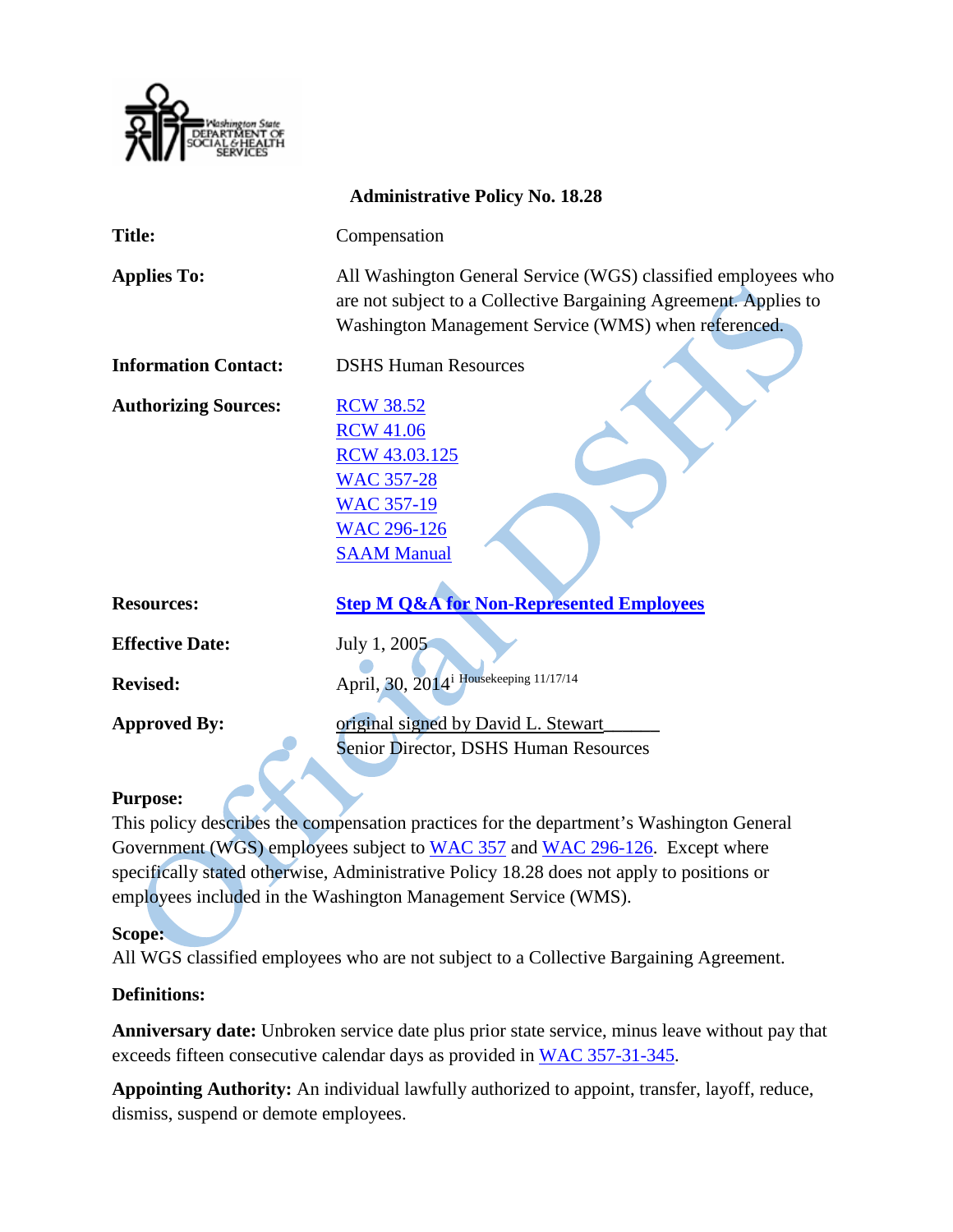**Administrative Policy No. 18.28**

| | |
|---|---|
| **Title:** | Compensation |
| **Applies To:** | All Washington General Service (WGS) classified employees who are not subject to a Collective Bargaining Agreement. Applies to Washington Management Service (WMS) when referenced. |
| **Information Contact:** | DSHS Human Resources |
| **Authorizing Sources:** | RCW 38.52<br>RCW 41.06<br>RCW 43.03.125<br>WAC 357-28<br>WAC 357-19<br>WAC 296-126<br>SAAM Manual |
| **Resources:** | **Step M Q&A for Non-Represented Employees** |
| **Effective Date:** | July 1, 2005 |
| **Revised:** | April, 30, 2014[i] Housekeeping 11/17/14 |
| **Approved By:** | original signed by David L. Stewart______<br>Senior Director, DSHS Human Resources |

**Purpose:**
This policy describes the compensation practices for the department's Washington General Government (WGS) employees subject to WAC 357 and WAC 296-126. Except where specifically stated otherwise, Administrative Policy 18.28 does not apply to positions or employees included in the Washington Management Service (WMS).

**Scope:**
All WGS classified employees who are not subject to a Collective Bargaining Agreement.

**Definitions:**

**Anniversary date:** Unbroken service date plus prior state service, minus leave without pay that exceeds fifteen consecutive calendar days as provided in WAC 357-31-345.

**Appointing Authority:** An individual lawfully authorized to appoint, transfer, layoff, reduce, dismiss, suspend or demote employees.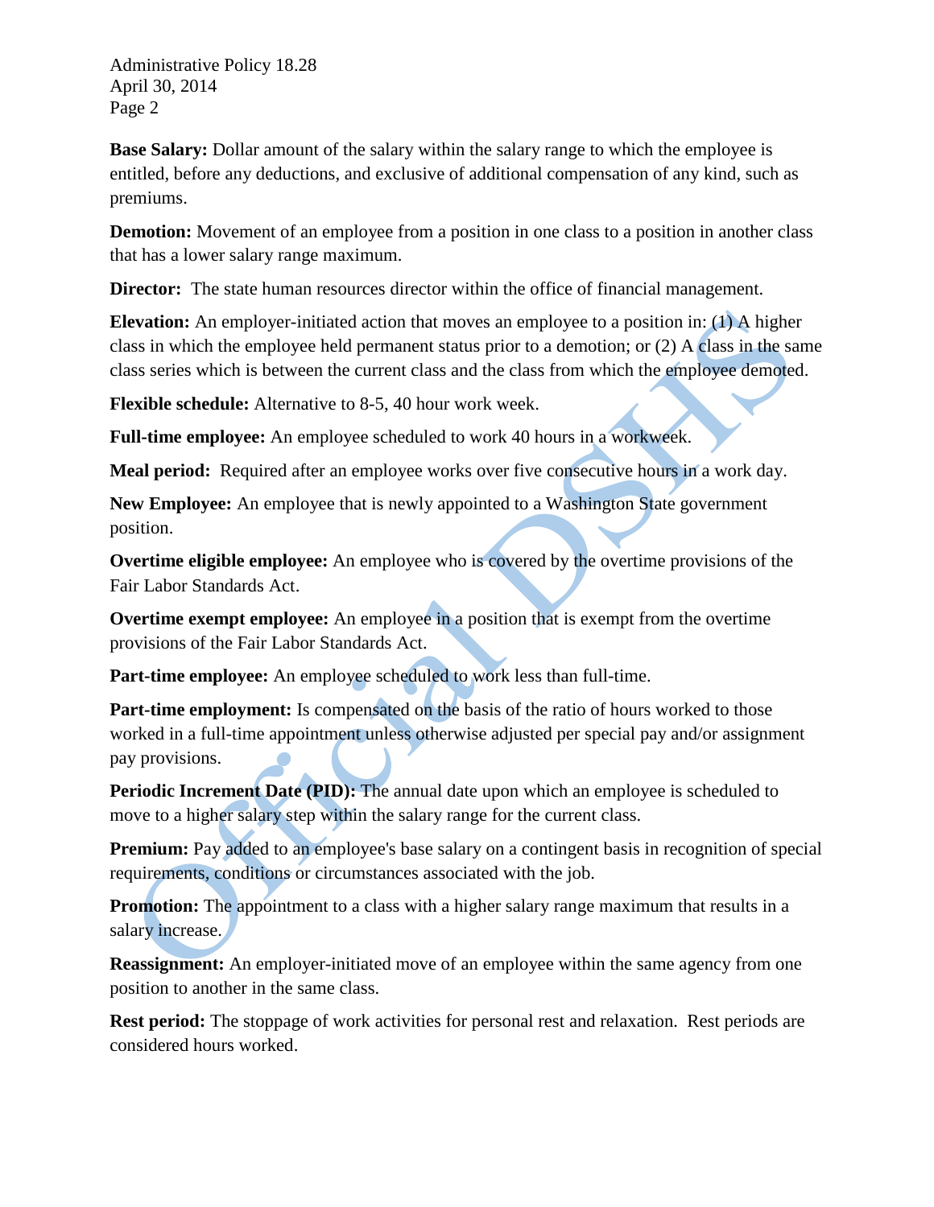**Base Salary:** Dollar amount of the salary within the salary range to which the employee is entitled, before any deductions, and exclusive of additional compensation of any kind, such as premiums.

**Demotion:** Movement of an employee from a position in one class to a position in another class that has a lower salary range maximum.

**Director:** The state human resources director within the office of financial management.

**Elevation:** An employer-initiated action that moves an employee to a position in: (1) A higher class in which the employee held permanent status prior to a demotion; or (2) A class in the same class series which is between the current class and the class from which the employee demoted.

**Flexible schedule:** Alternative to 8-5, 40 hour work week.

**Full-time employee:** An employee scheduled to work 40 hours in a workweek.

**Meal period:** Required after an employee works over five consecutive hours in a work day.

**New Employee:** An employee that is newly appointed to a Washington State government position.

**Overtime eligible employee:** An employee who is covered by the overtime provisions of the Fair Labor Standards Act.

**Overtime exempt employee:** An employee in a position that is exempt from the overtime provisions of the Fair Labor Standards Act.

**Part-time employee:** An employee scheduled to work less than full-time.

**Part-time employment:** Is compensated on the basis of the ratio of hours worked to those worked in a full-time appointment unless otherwise adjusted per special pay and/or assignment pay provisions.

**Periodic Increment Date (PID):** The annual date upon which an employee is scheduled to move to a higher salary step within the salary range for the current class.

**Premium:** Pay added to an employee's base salary on a contingent basis in recognition of special requirements, conditions or circumstances associated with the job.

**Promotion:** The appointment to a class with a higher salary range maximum that results in a salary increase.

**Reassignment:** An employer-initiated move of an employee within the same agency from one position to another in the same class.

**Rest period:** The stoppage of work activities for personal rest and relaxation. Rest periods are considered hours worked.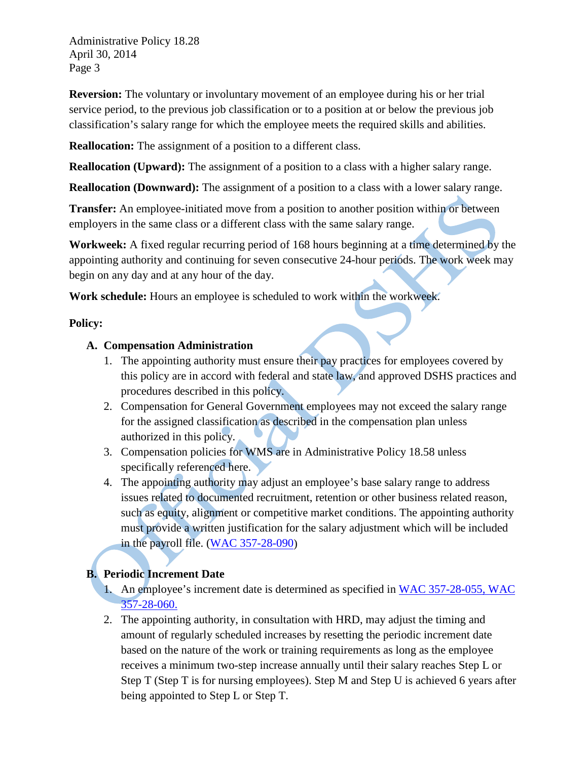**Reversion:** The voluntary or involuntary movement of an employee during his or her trial service period, to the previous job classification or to a position at or below the previous job classification's salary range for which the employee meets the required skills and abilities.

**Reallocation:** The assignment of a position to a different class.

**Reallocation (Upward):** The assignment of a position to a class with a higher salary range.

**Reallocation (Downward):** The assignment of a position to a class with a lower salary range.

**Transfer:** An employee-initiated move from a position to another position within or between employers in the same class or a different class with the same salary range.

**Workweek:** A fixed regular recurring period of 168 hours beginning at a time determined by the appointing authority and continuing for seven consecutive 24-hour periods. The work week may begin on any day and at any hour of the day.

**Work schedule:** Hours an employee is scheduled to work within the workweek.

**Policy:**

**A. Compensation Administration**

1. The appointing authority must ensure their pay practices for employees covered by this policy are in accord with federal and state law, and approved DSHS practices and procedures described in this policy.
2. Compensation for General Government employees may not exceed the salary range for the assigned classification as described in the compensation plan unless authorized in this policy.
3. Compensation policies for WMS are in Administrative Policy 18.58 unless specifically referenced here.
4. The appointing authority may adjust an employee's base salary range to address issues related to documented recruitment, retention or other business related reason, such as equity, alignment or competitive market conditions. The appointing authority must provide a written justification for the salary adjustment which will be included in the payroll file. (WAC 357-28-090)

**B. Periodic Increment Date**

1. An employee's increment date is determined as specified in WAC 357-28-055, WAC 357-28-060.
2. The appointing authority, in consultation with HRD, may adjust the timing and amount of regularly scheduled increases by resetting the periodic increment date based on the nature of the work or training requirements as long as the employee receives a minimum two-step increase annually until their salary reaches Step L or Step T (Step T is for nursing employees). Step M and Step U is achieved 6 years after being appointed to Step L or Step T.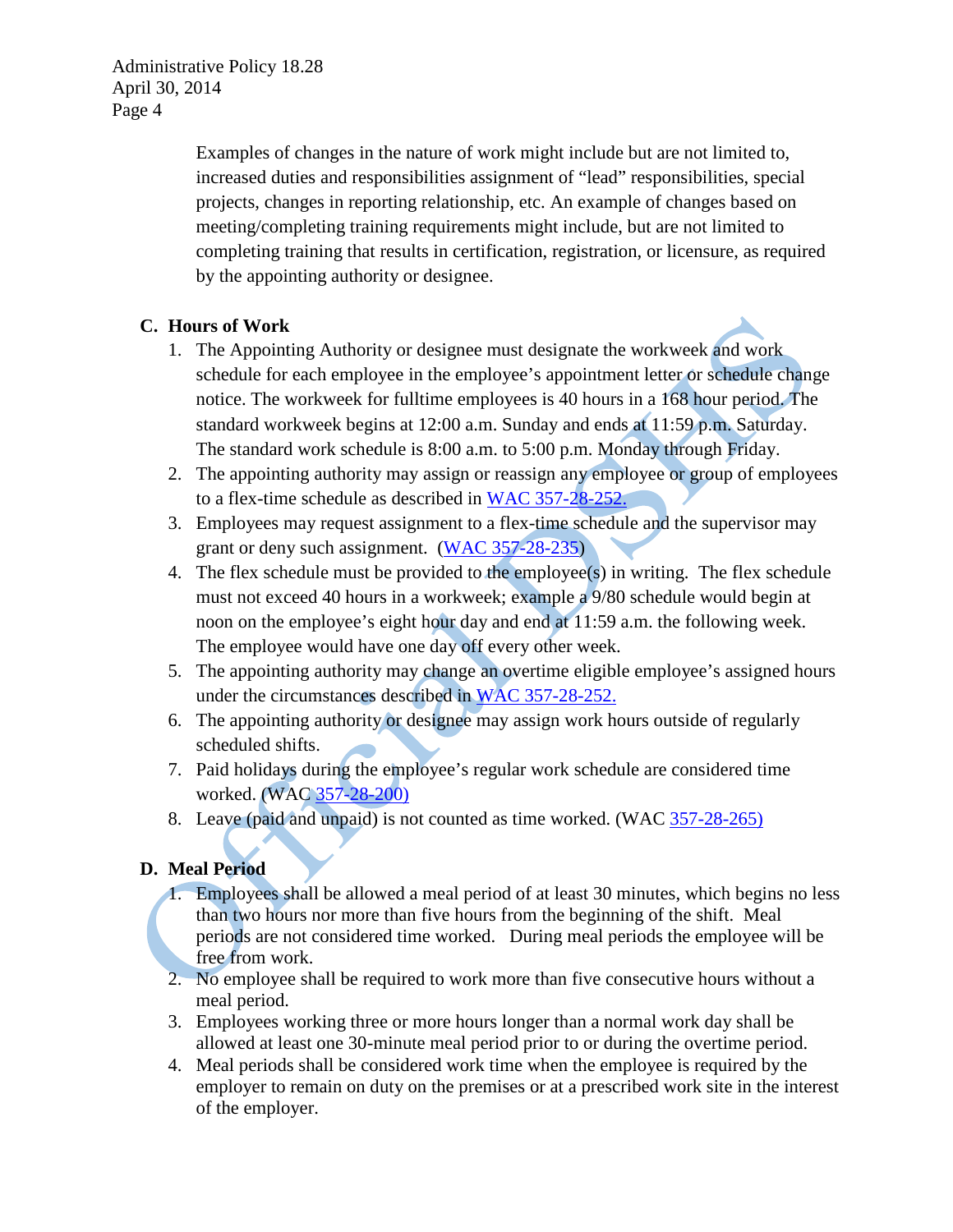Examples of changes in the nature of work might include but are not limited to, increased duties and responsibilities assignment of “lead” responsibilities, special projects, changes in reporting relationship, etc. An example of changes based on meeting/completing training requirements might include, but are not limited to completing training that results in certification, registration, or licensure, as required by the appointing authority or designee.

### C. Hours of Work

1. The Appointing Authority or designee must designate the workweek and work schedule for each employee in the employee’s appointment letter or schedule change notice. The workweek for fulltime employees is 40 hours in a 168 hour period. The standard workweek begins at 12:00 a.m. Sunday and ends at 11:59 p.m. Saturday. The standard work schedule is 8:00 a.m. to 5:00 p.m. Monday through Friday.
2. The appointing authority may assign or reassign any employee or group of employees to a flex-time schedule as described in WAC 357-28-252.
3. Employees may request assignment to a flex-time schedule and the supervisor may grant or deny such assignment. (WAC 357-28-235)
4. The flex schedule must be provided to the employee(s) in writing. The flex schedule must not exceed 40 hours in a workweek; example a 9/80 schedule would begin at noon on the employee’s eight hour day and end at 11:59 a.m. the following week. The employee would have one day off every other week.
5. The appointing authority may change an overtime eligible employee’s assigned hours under the circumstances described in WAC 357-28-252.
6. The appointing authority or designee may assign work hours outside of regularly scheduled shifts.
7. Paid holidays during the employee’s regular work schedule are considered time worked. (WAC 357-28-200)
8. Leave (paid and unpaid) is not counted as time worked. (WAC 357-28-265)

### D. Meal Period

1. Employees shall be allowed a meal period of at least 30 minutes, which begins no less than two hours nor more than five hours from the beginning of the shift. Meal periods are not considered time worked. During meal periods the employee will be free from work.
2. No employee shall be required to work more than five consecutive hours without a meal period.
3. Employees working three or more hours longer than a normal work day shall be allowed at least one 30-minute meal period prior to or during the overtime period.
4. Meal periods shall be considered work time when the employee is required by the employer to remain on duty on the premises or at a prescribed work site in the interest of the employer.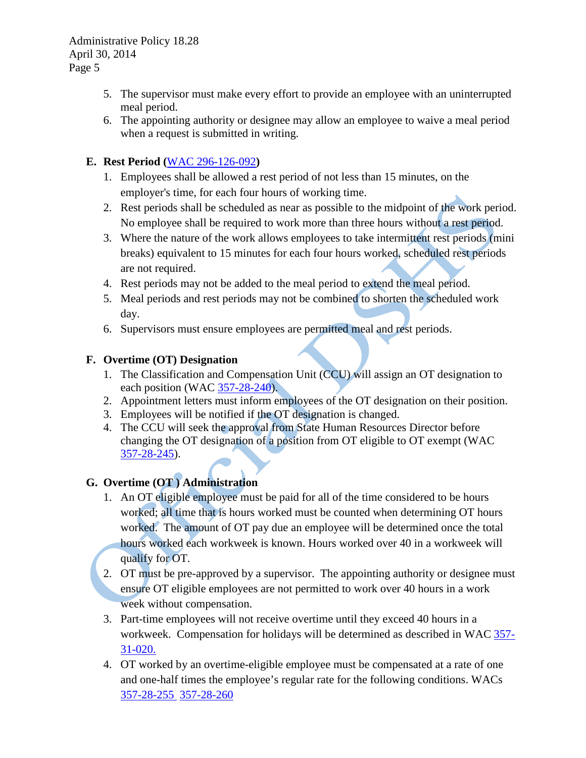5. The supervisor must make every effort to provide an employee with an uninterrupted meal period.
6. The appointing authority or designee may allow an employee to waive a meal period when a request is submitted in writing.

**E. Rest Period (WAC 296-126-092)**

1. Employees shall be allowed a rest period of not less than 15 minutes, on the employer's time, for each four hours of working time.
2. Rest periods shall be scheduled as near as possible to the midpoint of the work period. No employee shall be required to work more than three hours without a rest period.
3. Where the nature of the work allows employees to take intermittent rest periods (mini breaks) equivalent to 15 minutes for each four hours worked, scheduled rest periods are not required.
4. Rest periods may not be added to the meal period to extend the meal period.
5. Meal periods and rest periods may not be combined to shorten the scheduled work day.
6. Supervisors must ensure employees are permitted meal and rest periods.

**F. Overtime (OT) Designation**

1. The Classification and Compensation Unit (CCU) will assign an OT designation to each position (WAC 357-28-240).
2. Appointment letters must inform employees of the OT designation on their position.
3. Employees will be notified if the OT designation is changed.
4. The CCU will seek the approval from State Human Resources Director before changing the OT designation of a position from OT eligible to OT exempt (WAC 357-28-245).

**G. Overtime (OT ) Administration**

1. An OT eligible employee must be paid for all of the time considered to be hours worked; all time that is hours worked must be counted when determining OT hours worked. The amount of OT pay due an employee will be determined once the total hours worked each workweek is known. Hours worked over 40 in a workweek will qualify for OT.
2. OT must be pre-approved by a supervisor. The appointing authority or designee must ensure OT eligible employees are not permitted to work over 40 hours in a work week without compensation.
3. Part-time employees will not receive overtime until they exceed 40 hours in a workweek. Compensation for holidays will be determined as described in WAC 357-31-020.
4. OT worked by an overtime-eligible employee must be compensated at a rate of one and one-half times the employee's regular rate for the following conditions. WACs 357-28-255 357-28-260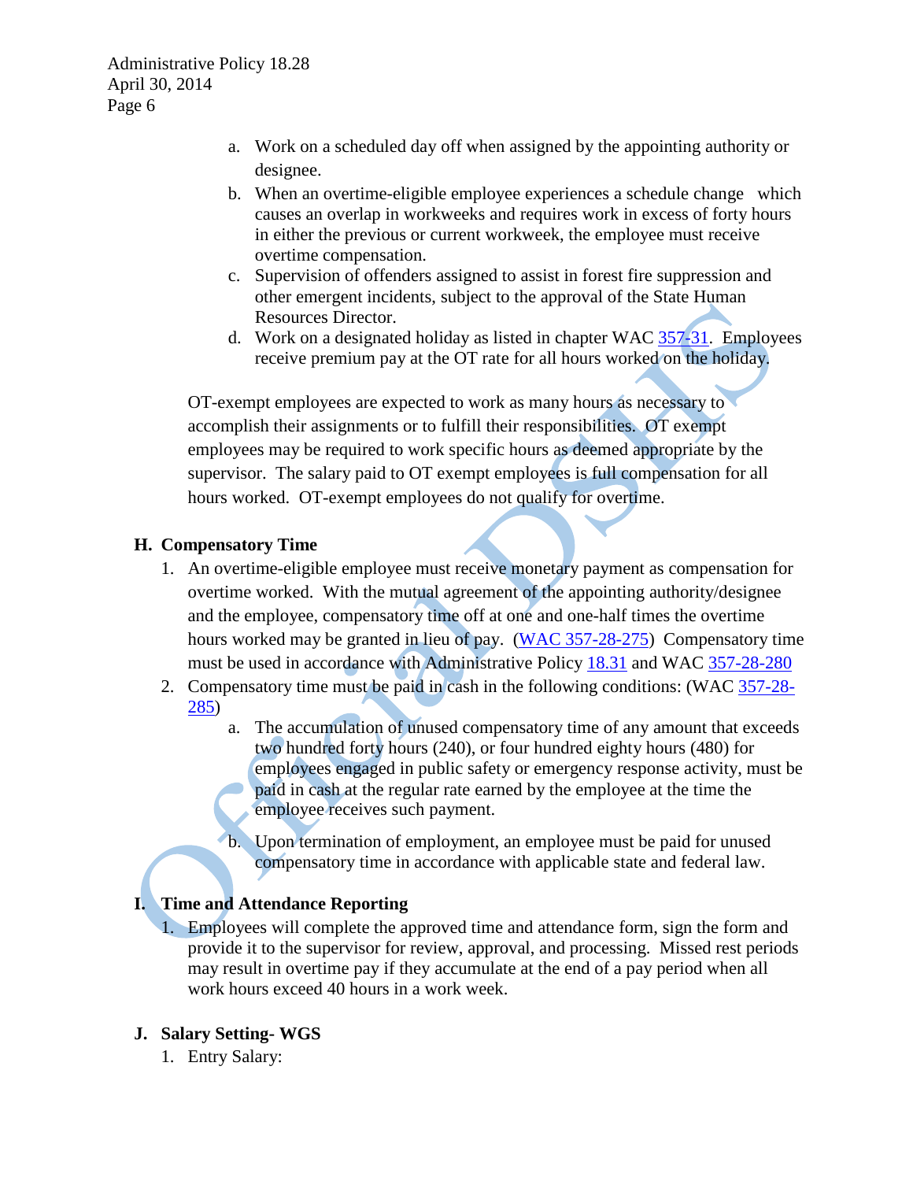a. Work on a scheduled day off when assigned by the appointing authority or designee.
b. When an overtime-eligible employee experiences a schedule change which causes an overlap in workweeks and requires work in excess of forty hours in either the previous or current workweek, the employee must receive overtime compensation.
c. Supervision of offenders assigned to assist in forest fire suppression and other emergent incidents, subject to the approval of the State Human Resources Director.
d. Work on a designated holiday as listed in chapter WAC 357-31. Employees receive premium pay at the OT rate for all hours worked on the holiday.

OT-exempt employees are expected to work as many hours as necessary to accomplish their assignments or to fulfill their responsibilities. OT exempt employees may be required to work specific hours as deemed appropriate by the supervisor. The salary paid to OT exempt employees is full compensation for all hours worked. OT-exempt employees do not qualify for overtime.

## H. Compensatory Time

1. An overtime-eligible employee must receive monetary payment as compensation for overtime worked. With the mutual agreement of the appointing authority/designee and the employee, compensatory time off at one and one-half times the overtime hours worked may be granted in lieu of pay. (WAC 357-28-275) Compensatory time must be used in accordance with Administrative Policy 18.31 and WAC 357-28-280
2. Compensatory time must be paid in cash in the following conditions: (WAC 357-28-285)
   a. The accumulation of unused compensatory time of any amount that exceeds two hundred forty hours (240), or four hundred eighty hours (480) for employees engaged in public safety or emergency response activity, must be paid in cash at the regular rate earned by the employee at the time the employee receives such payment.
   b. Upon termination of employment, an employee must be paid for unused compensatory time in accordance with applicable state and federal law.

## I. Time and Attendance Reporting

1. Employees will complete the approved time and attendance form, sign the form and provide it to the supervisor for review, approval, and processing. Missed rest periods may result in overtime pay if they accumulate at the end of a pay period when all work hours exceed 40 hours in a work week.

## J. Salary Setting- WGS

1. Entry Salary: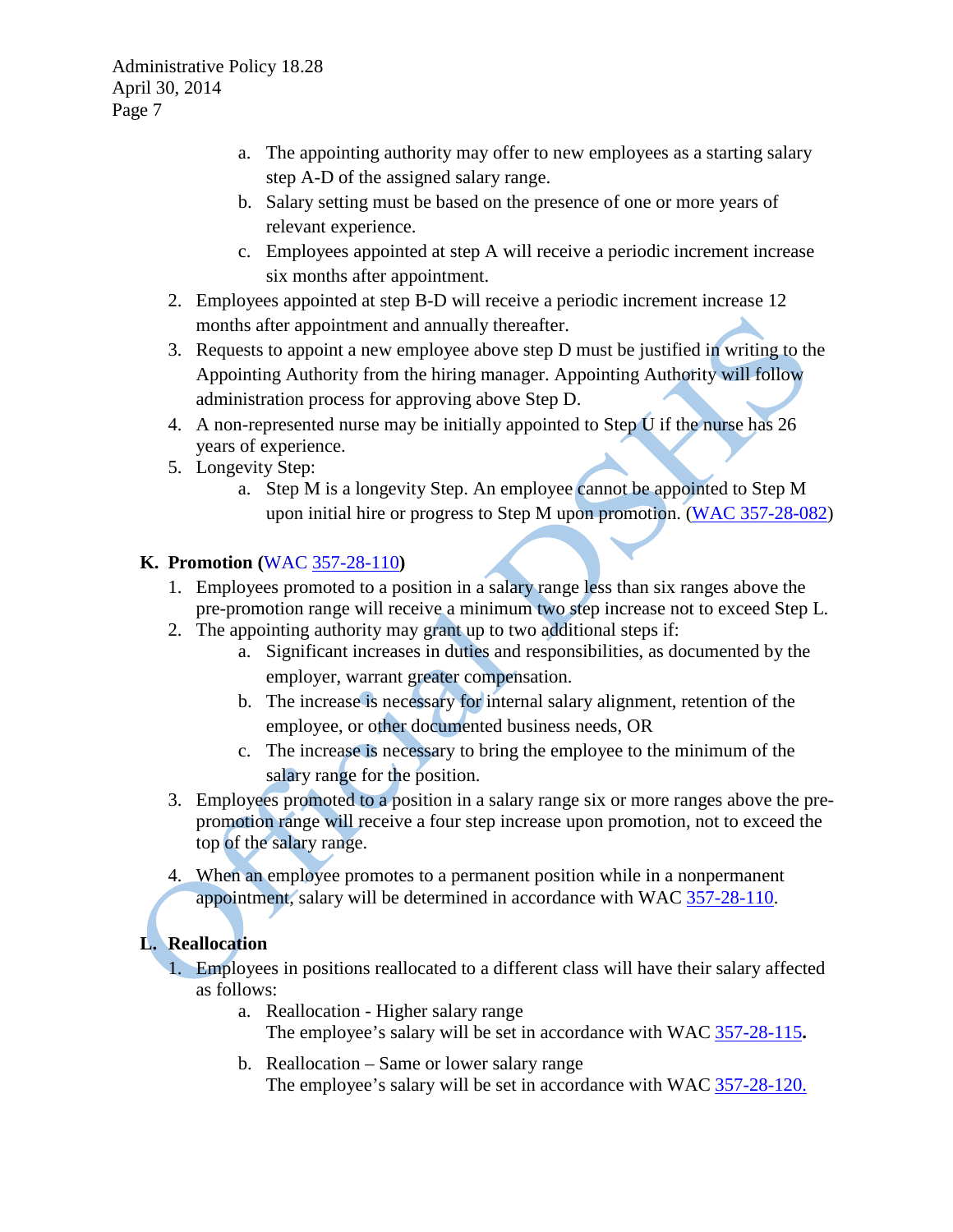a. The appointing authority may offer to new employees as a starting salary step A-D of the assigned salary range.
   b. Salary setting must be based on the presence of one or more years of relevant experience.
   c. Employees appointed at step A will receive a periodic increment increase six months after appointment.
2. Employees appointed at step B-D will receive a periodic increment increase 12 months after appointment and annually thereafter.
3. Requests to appoint a new employee above step D must be justified in writing to the Appointing Authority from the hiring manager. Appointing Authority will follow administration process for approving above Step D.
4. A non-represented nurse may be initially appointed to Step U if the nurse has 26 years of experience.
5. Longevity Step:
   a. Step M is a longevity Step. An employee cannot be appointed to Step M upon initial hire or progress to Step M upon promotion. (WAC 357-28-082)

**K. Promotion (WAC 357-28-110)**

1. Employees promoted to a position in a salary range less than six ranges above the pre-promotion range will receive a minimum two step increase not to exceed Step L.
2. The appointing authority may grant up to two additional steps if:
   a. Significant increases in duties and responsibilities, as documented by the employer, warrant greater compensation.
   b. The increase is necessary for internal salary alignment, retention of the employee, or other documented business needs, OR
   c. The increase is necessary to bring the employee to the minimum of the salary range for the position.
3. Employees promoted to a position in a salary range six or more ranges above the pre-promotion range will receive a four step increase upon promotion, not to exceed the top of the salary range.
4. When an employee promotes to a permanent position while in a nonpermanent appointment, salary will be determined in accordance with WAC 357-28-110.

**L. Reallocation**

1. Employees in positions reallocated to a different class will have their salary affected as follows:
   a. Reallocation - Higher salary range
      The employee's salary will be set in accordance with WAC 357-28-115**.**
   b. Reallocation – Same or lower salary range
      The employee's salary will be set in accordance with WAC 357-28-120.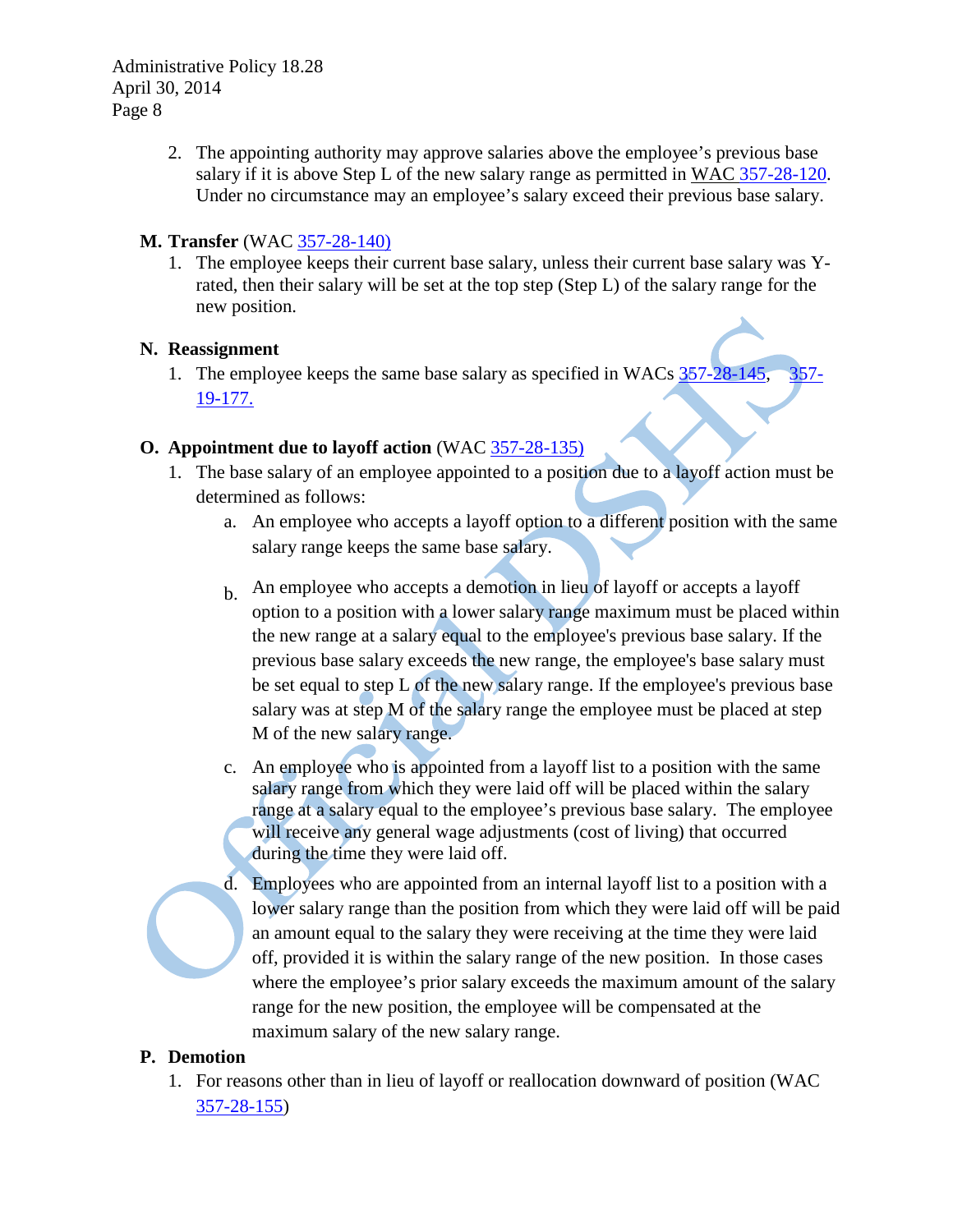2. The appointing authority may approve salaries above the employee's previous base salary if it is above Step L of the new salary range as permitted in WAC 357-28-120. Under no circumstance may an employee's salary exceed their previous base salary.

**M. Transfer** (WAC 357-28-140)

1. The employee keeps their current base salary, unless their current base salary was Y-rated, then their salary will be set at the top step (Step L) of the salary range for the new position.

**N. Reassignment**

1. The employee keeps the same base salary as specified in WACs 357-28-145, 357-19-177.

**O. Appointment due to layoff action** (WAC 357-28-135)

1. The base salary of an employee appointed to a position due to a layoff action must be determined as follows:
   a. An employee who accepts a layoff option to a different position with the same salary range keeps the same base salary.

   b. An employee who accepts a demotion in lieu of layoff or accepts a layoff option to a position with a lower salary range maximum must be placed within the new range at a salary equal to the employee's previous base salary. If the previous base salary exceeds the new range, the employee's base salary must be set equal to step L of the new salary range. If the employee's previous base salary was at step M of the salary range the employee must be placed at step M of the new salary range.

   c. An employee who is appointed from a layoff list to a position with the same salary range from which they were laid off will be placed within the salary range at a salary equal to the employee's previous base salary. The employee will receive any general wage adjustments (cost of living) that occurred during the time they were laid off.

   d. Employees who are appointed from an internal layoff list to a position with a lower salary range than the position from which they were laid off will be paid an amount equal to the salary they were receiving at the time they were laid off, provided it is within the salary range of the new position. In those cases where the employee's prior salary exceeds the maximum amount of the salary range for the new position, the employee will be compensated at the maximum salary of the new salary range.

**P. Demotion**

1. For reasons other than in lieu of layoff or reallocation downward of position (WAC 357-28-155)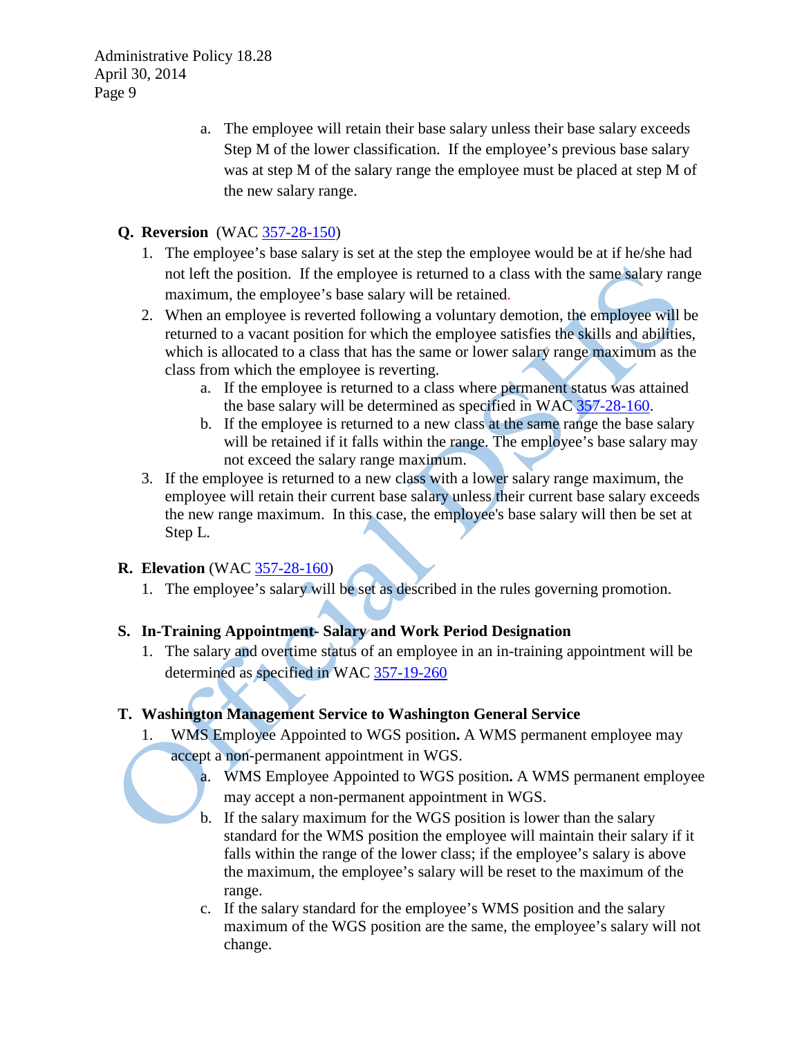a. The employee will retain their base salary unless their base salary exceeds Step M of the lower classification. If the employee's previous base salary was at step M of the salary range the employee must be placed at step M of the new salary range.

**Q. Reversion** (WAC 357-28-150)

1. The employee's base salary is set at the step the employee would be at if he/she had not left the position. If the employee is returned to a class with the same salary range maximum, the employee's base salary will be retained.
2. When an employee is reverted following a voluntary demotion, the employee will be returned to a vacant position for which the employee satisfies the skills and abilities, which is allocated to a class that has the same or lower salary range maximum as the class from which the employee is reverting.
   a. If the employee is returned to a class where permanent status was attained the base salary will be determined as specified in WAC 357-28-160.
   b. If the employee is returned to a new class at the same range the base salary will be retained if it falls within the range. The employee's base salary may not exceed the salary range maximum.
3. If the employee is returned to a new class with a lower salary range maximum, the employee will retain their current base salary unless their current base salary exceeds the new range maximum. In this case, the employee's base salary will then be set at Step L.

**R. Elevation** (WAC 357-28-160)

1. The employee's salary will be set as described in the rules governing promotion.

**S. In-Training Appointment- Salary and Work Period Designation**

1. The salary and overtime status of an employee in an in-training appointment will be determined as specified in WAC 357-19-260

**T. Washington Management Service to Washington General Service**

1. WMS Employee Appointed to WGS position**.** A WMS permanent employee may accept a non-permanent appointment in WGS.
   a. WMS Employee Appointed to WGS position**.** A WMS permanent employee may accept a non-permanent appointment in WGS.
   b. If the salary maximum for the WGS position is lower than the salary standard for the WMS position the employee will maintain their salary if it falls within the range of the lower class; if the employee's salary is above the maximum, the employee's salary will be reset to the maximum of the range.
   c. If the salary standard for the employee's WMS position and the salary maximum of the WGS position are the same, the employee's salary will not change.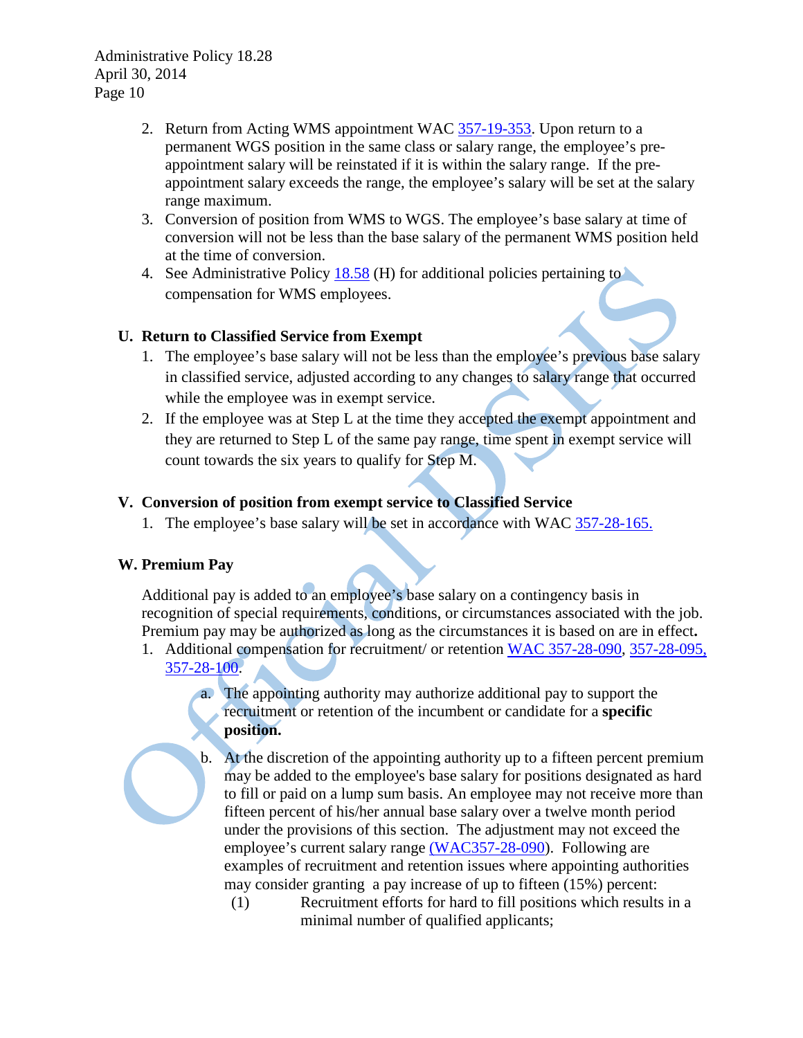2. Return from Acting WMS appointment WAC 357-19-353. Upon return to a permanent WGS position in the same class or salary range, the employee's pre-appointment salary will be reinstated if it is within the salary range. If the pre-appointment salary exceeds the range, the employee's salary will be set at the salary range maximum.
3. Conversion of position from WMS to WGS. The employee's base salary at time of conversion will not be less than the base salary of the permanent WMS position held at the time of conversion.
4. See Administrative Policy 18.58 (H) for additional policies pertaining to compensation for WMS employees.

**U. Return to Classified Service from Exempt**

1. The employee's base salary will not be less than the employee's previous base salary in classified service, adjusted according to any changes to salary range that occurred while the employee was in exempt service.
2. If the employee was at Step L at the time they accepted the exempt appointment and they are returned to Step L of the same pay range, time spent in exempt service will count towards the six years to qualify for Step M.

**V. Conversion of position from exempt service to Classified Service**

1. The employee's base salary will be set in accordance with WAC 357-28-165.

**W. Premium Pay**

Additional pay is added to an employee's base salary on a contingency basis in recognition of special requirements, conditions, or circumstances associated with the job. Premium pay may be authorized as long as the circumstances it is based on are in effect**.**

1. Additional compensation for recruitment/ or retention WAC 357-28-090, 357-28-095, 357-28-100.
   a. The appointing authority may authorize additional pay to support the recruitment or retention of the incumbent or candidate for a **specific position.**
   b. At the discretion of the appointing authority up to a fifteen percent premium may be added to the employee's base salary for positions designated as hard to fill or paid on a lump sum basis. An employee may not receive more than fifteen percent of his/her annual base salary over a twelve month period under the provisions of this section. The adjustment may not exceed the employee's current salary range (WAC357-28-090). Following are examples of recruitment and retention issues where appointing authorities may consider granting a pay increase of up to fifteen (15%) percent:
      (1) Recruitment efforts for hard to fill positions which results in a minimal number of qualified applicants;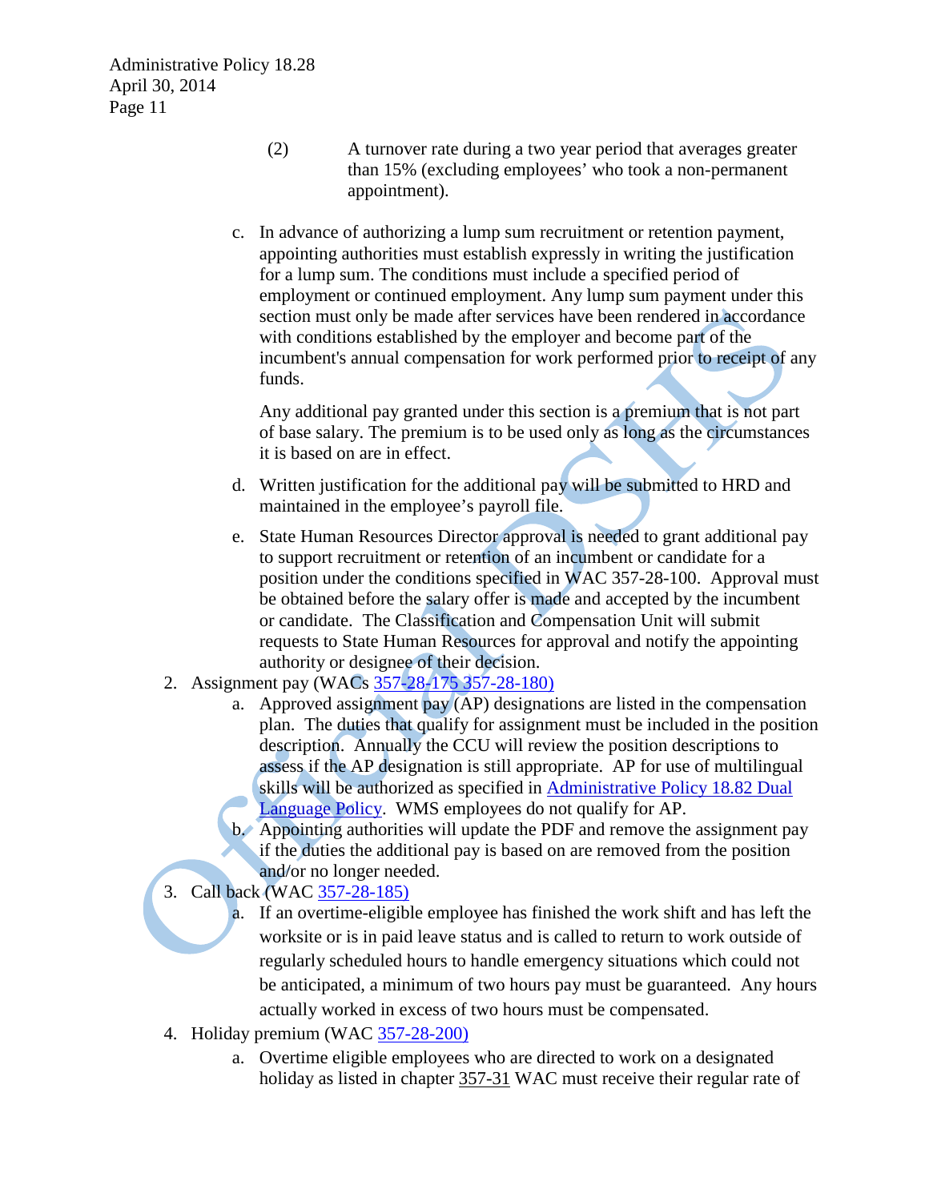(2) A turnover rate during a two year period that averages greater than 15% (excluding employees' who took a non-permanent appointment).

c. In advance of authorizing a lump sum recruitment or retention payment, appointing authorities must establish expressly in writing the justification for a lump sum. The conditions must include a specified period of employment or continued employment. Any lump sum payment under this section must only be made after services have been rendered in accordance with conditions established by the employer and become part of the incumbent's annual compensation for work performed prior to receipt of any funds.

   Any additional pay granted under this section is a premium that is not part of base salary. The premium is to be used only as long as the circumstances it is based on are in effect.

d. Written justification for the additional pay will be submitted to HRD and maintained in the employee's payroll file.

e. State Human Resources Director approval is needed to grant additional pay to support recruitment or retention of an incumbent or candidate for a position under the conditions specified in WAC 357-28-100. Approval must be obtained before the salary offer is made and accepted by the incumbent or candidate. The Classification and Compensation Unit will submit requests to State Human Resources for approval and notify the appointing authority or designee of their decision.

2. Assignment pay (WACs 357-28-175 357-28-180)
   a. Approved assignment pay (AP) designations are listed in the compensation plan. The duties that qualify for assignment must be included in the position description. Annually the CCU will review the position descriptions to assess if the AP designation is still appropriate. AP for use of multilingual skills will be authorized as specified in Administrative Policy 18.82 Dual Language Policy. WMS employees do not qualify for AP.
   b. Appointing authorities will update the PDF and remove the assignment pay if the duties the additional pay is based on are removed from the position and/or no longer needed.
3. Call back (WAC 357-28-185)
   a. If an overtime-eligible employee has finished the work shift and has left the worksite or is in paid leave status and is called to return to work outside of regularly scheduled hours to handle emergency situations which could not be anticipated, a minimum of two hours pay must be guaranteed. Any hours actually worked in excess of two hours must be compensated.
4. Holiday premium (WAC 357-28-200)
   a. Overtime eligible employees who are directed to work on a designated holiday as listed in chapter 357-31 WAC must receive their regular rate of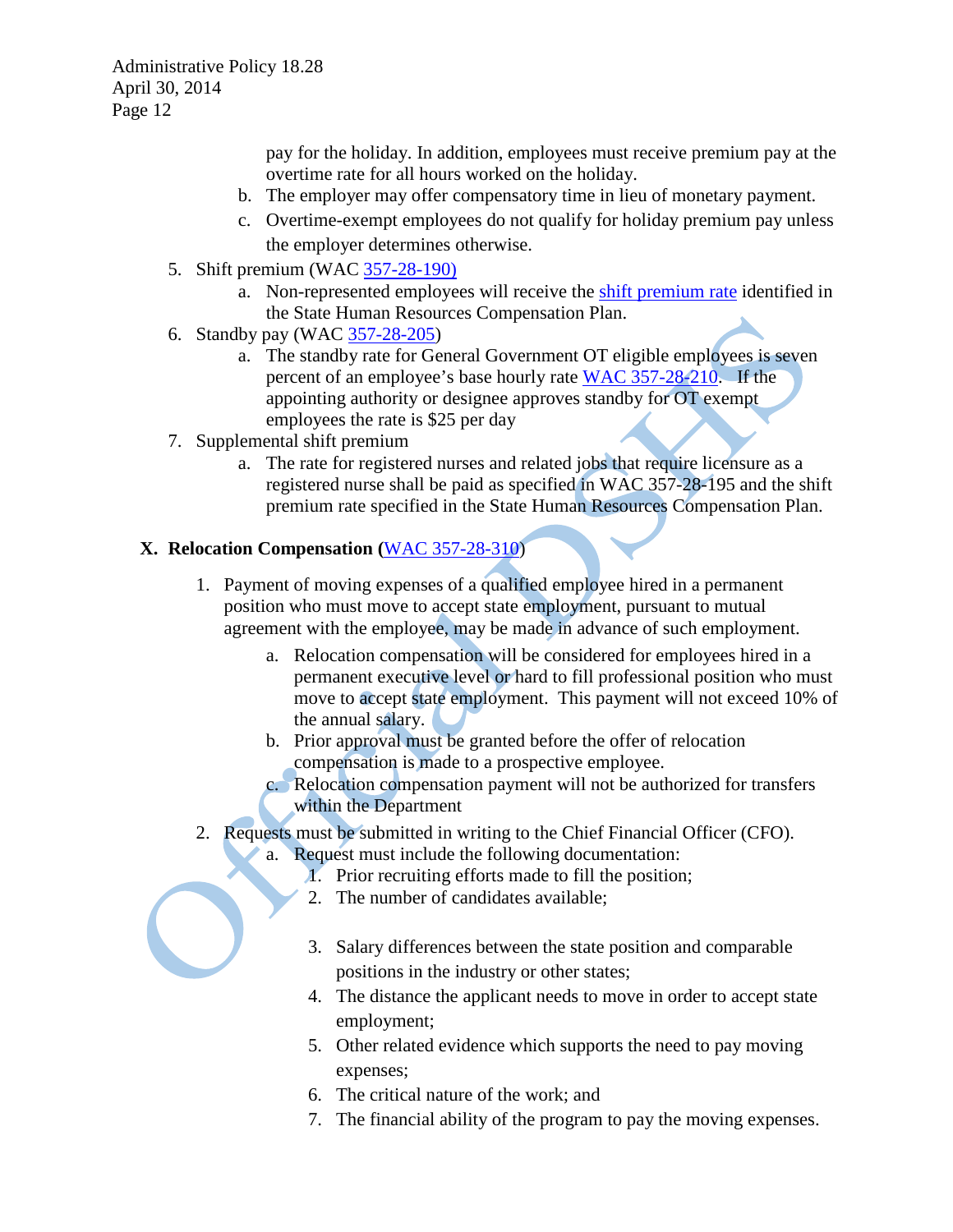pay for the holiday. In addition, employees must receive premium pay at the overtime rate for all hours worked on the holiday.

   b. The employer may offer compensatory time in lieu of monetary payment.
   c. Overtime-exempt employees do not qualify for holiday premium pay unless the employer determines otherwise.

5. Shift premium (WAC 357-28-190)
   a. Non-represented employees will receive the shift premium rate identified in the State Human Resources Compensation Plan.
6. Standby pay (WAC 357-28-205)
   a. The standby rate for General Government OT eligible employees is seven percent of an employee's base hourly rate WAC 357-28-210. If the appointing authority or designee approves standby for OT exempt employees the rate is $25 per day
7. Supplemental shift premium
   a. The rate for registered nurses and related jobs that require licensure as a registered nurse shall be paid as specified in WAC 357-28-195 and the shift premium rate specified in the State Human Resources Compensation Plan.

## X. Relocation Compensation (WAC 357-28-310)

1. Payment of moving expenses of a qualified employee hired in a permanent position who must move to accept state employment, pursuant to mutual agreement with the employee, may be made in advance of such employment.
   a. Relocation compensation will be considered for employees hired in a permanent executive level or hard to fill professional position who must move to accept state employment. This payment will not exceed 10% of the annual salary.
   b. Prior approval must be granted before the offer of relocation compensation is made to a prospective employee.
   c. Relocation compensation payment will not be authorized for transfers within the Department
2. Requests must be submitted in writing to the Chief Financial Officer (CFO).
   a. Request must include the following documentation:
      1. Prior recruiting efforts made to fill the position;
      2. The number of candidates available;
      3. Salary differences between the state position and comparable positions in the industry or other states;
      4. The distance the applicant needs to move in order to accept state employment;
      5. Other related evidence which supports the need to pay moving expenses;
      6. The critical nature of the work; and
      7. The financial ability of the program to pay the moving expenses.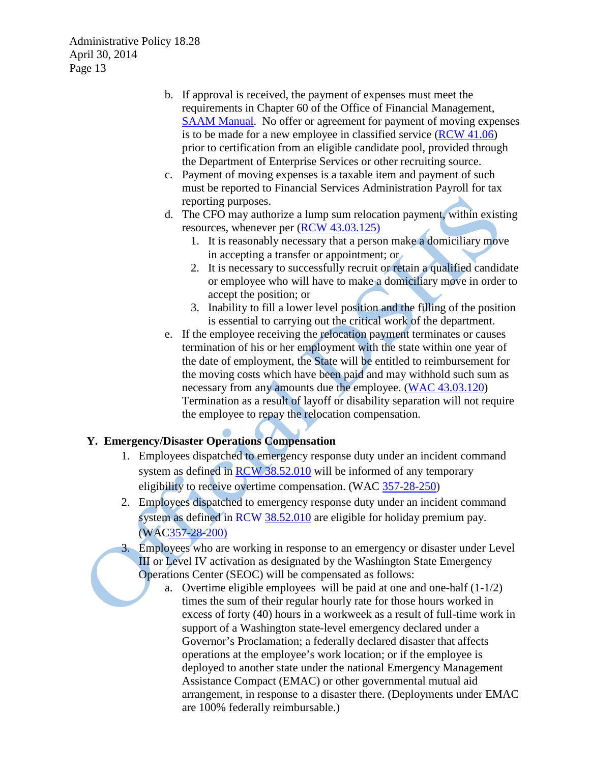b. If approval is received, the payment of expenses must meet the requirements in Chapter 60 of the Office of Financial Management, SAAM Manual. No offer or agreement for payment of moving expenses is to be made for a new employee in classified service (RCW 41.06) prior to certification from an eligible candidate pool, provided through the Department of Enterprise Services or other recruiting source.

c. Payment of moving expenses is a taxable item and payment of such must be reported to Financial Services Administration Payroll for tax reporting purposes.

d. The CFO may authorize a lump sum relocation payment, within existing resources, whenever per (RCW 43.03.125)
   1. It is reasonably necessary that a person make a domiciliary move in accepting a transfer or appointment; or
   2. It is necessary to successfully recruit or retain a qualified candidate or employee who will have to make a domiciliary move in order to accept the position; or
   3. Inability to fill a lower level position and the filling of the position is essential to carrying out the critical work of the department.

e. If the employee receiving the relocation payment terminates or causes termination of his or her employment with the state within one year of the date of employment, the State will be entitled to reimbursement for the moving costs which have been paid and may withhold such sum as necessary from any amounts due the employee. (WAC 43.03.120) Termination as a result of layoff or disability separation will not require the employee to repay the relocation compensation.

## Y. Emergency/Disaster Operations Compensation

1. Employees dispatched to emergency response duty under an incident command system as defined in RCW 38.52.010 will be informed of any temporary eligibility to receive overtime compensation. (WAC 357-28-250)
2. Employees dispatched to emergency response duty under an incident command system as defined in RCW 38.52.010 are eligible for holiday premium pay. (WAC357-28-200)
3. Employees who are working in response to an emergency or disaster under Level III or Level IV activation as designated by the Washington State Emergency Operations Center (SEOC) will be compensated as follows:
   a. Overtime eligible employees will be paid at one and one-half (1-1/2) times the sum of their regular hourly rate for those hours worked in excess of forty (40) hours in a workweek as a result of full-time work in support of a Washington state-level emergency declared under a Governor's Proclamation; a federally declared disaster that affects operations at the employee's work location; or if the employee is deployed to another state under the national Emergency Management Assistance Compact (EMAC) or other governmental mutual aid arrangement, in response to a disaster there. (Deployments under EMAC are 100% federally reimbursable.)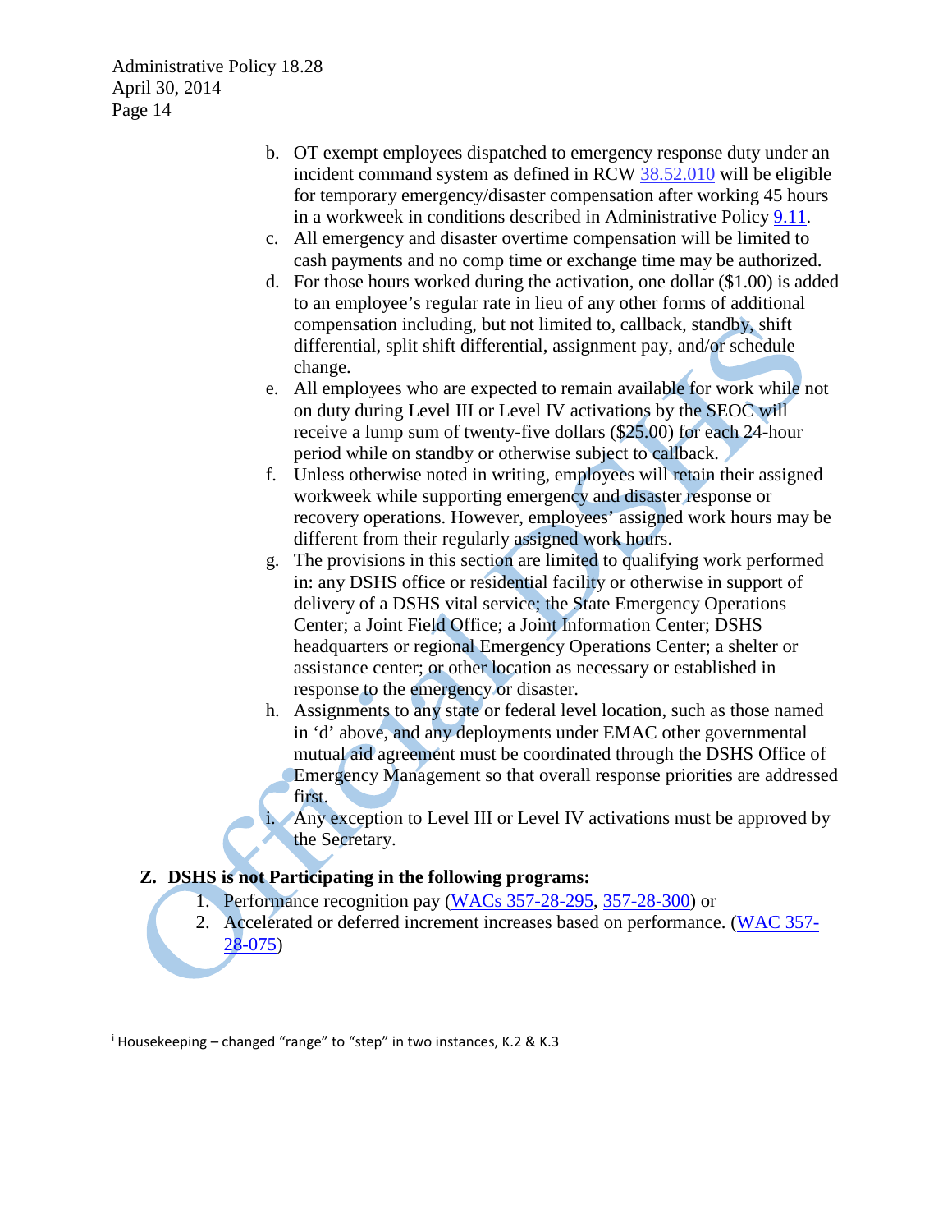b. OT exempt employees dispatched to emergency response duty under an incident command system as defined in RCW [38.52.010](#) will be eligible for temporary emergency/disaster compensation after working 45 hours in a workweek in conditions described in Administrative Policy [9.11](#).
c. All emergency and disaster overtime compensation will be limited to cash payments and no comp time or exchange time may be authorized.
d. For those hours worked during the activation, one dollar ($1.00) is added to an employee's regular rate in lieu of any other forms of additional compensation including, but not limited to, callback, standby, shift differential, split shift differential, assignment pay, and/or schedule change.
e. All employees who are expected to remain available for work while not on duty during Level III or Level IV activations by the SEOC will receive a lump sum of twenty-five dollars ($25.00) for each 24-hour period while on standby or otherwise subject to callback.
f. Unless otherwise noted in writing, employees will retain their assigned workweek while supporting emergency and disaster response or recovery operations. However, employees' assigned work hours may be different from their regularly assigned work hours.
g. The provisions in this section are limited to qualifying work performed in: any DSHS office or residential facility or otherwise in support of delivery of a DSHS vital service; the State Emergency Operations Center; a Joint Field Office; a Joint Information Center; DSHS headquarters or regional Emergency Operations Center; a shelter or assistance center; or other location as necessary or established in response to the emergency or disaster.
h. Assignments to any state or federal level location, such as those named in 'd' above, and any deployments under EMAC other governmental mutual aid agreement must be coordinated through the DSHS Office of Emergency Management so that overall response priorities are addressed first.
i. Any exception to Level III or Level IV activations must be approved by the Secretary.

## Z. DSHS is not Participating in the following programs:

1. Performance recognition pay ([WACs 357-28-295](#), [357-28-300](#)) or
2. Accelerated or deferred increment increases based on performance. ([WAC 357-28-075](#))

[i] Housekeeping – changed "range" to "step" in two instances, K.2 & K.3